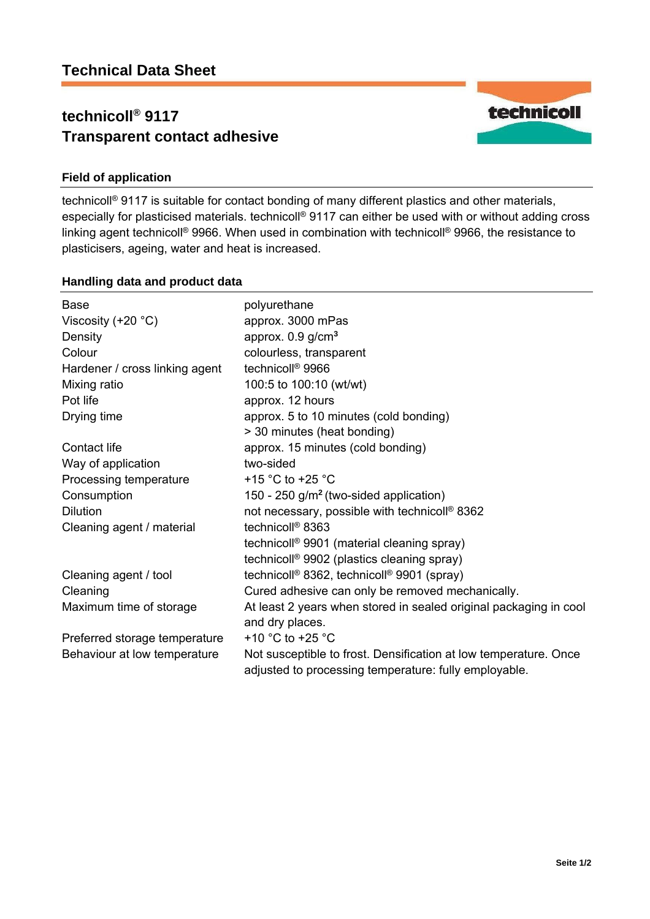# Technical Data Sheet

## technicoll® 9117
## Transparent contact adhesive

### Field of application

technicoll® 9117 is suitable for contact bonding of many different plastics and other materials, especially for plasticised materials. technicoll® 9117 can either be used with or without adding cross linking agent technicoll® 9966. When used in combination with technicoll® 9966, the resistance to plasticisers, ageing, water and heat is increased.

### Handling data and product data

| | |
|---|---|
| Base | polyurethane |
| Viscosity (+20 °C) | approx. 3000 mPas |
| Density | approx. 0.9 g/cm³ |
| Colour | colourless, transparent |
| Hardener / cross linking agent | technicoll® 9966 |
| Mixing ratio | 100:5 to 100:10 (wt/wt) |
| Pot life | approx. 12 hours |
| Drying time | approx. 5 to 10 minutes (cold bonding)<br>> 30 minutes (heat bonding) |
| Contact life | approx. 15 minutes (cold bonding) |
| Way of application | two-sided |
| Processing temperature | +15 °C to +25 °C |
| Consumption | 150 - 250 g/m² (two-sided application) |
| Dilution | not necessary, possible with technicoll® 8362 |
| Cleaning agent / material | technicoll® 8363<br>technicoll® 9901 (material cleaning spray)<br>technicoll® 9902 (plastics cleaning spray) |
| Cleaning agent / tool | technicoll® 8362, technicoll® 9901 (spray) |
| Cleaning | Cured adhesive can only be removed mechanically. |
| Maximum time of storage | At least 2 years when stored in sealed original packaging in cool and dry places. |
| Preferred storage temperature | +10 °C to +25 °C |
| Behaviour at low temperature | Not susceptible to frost. Densification at low temperature. Once adjusted to processing temperature: fully employable. |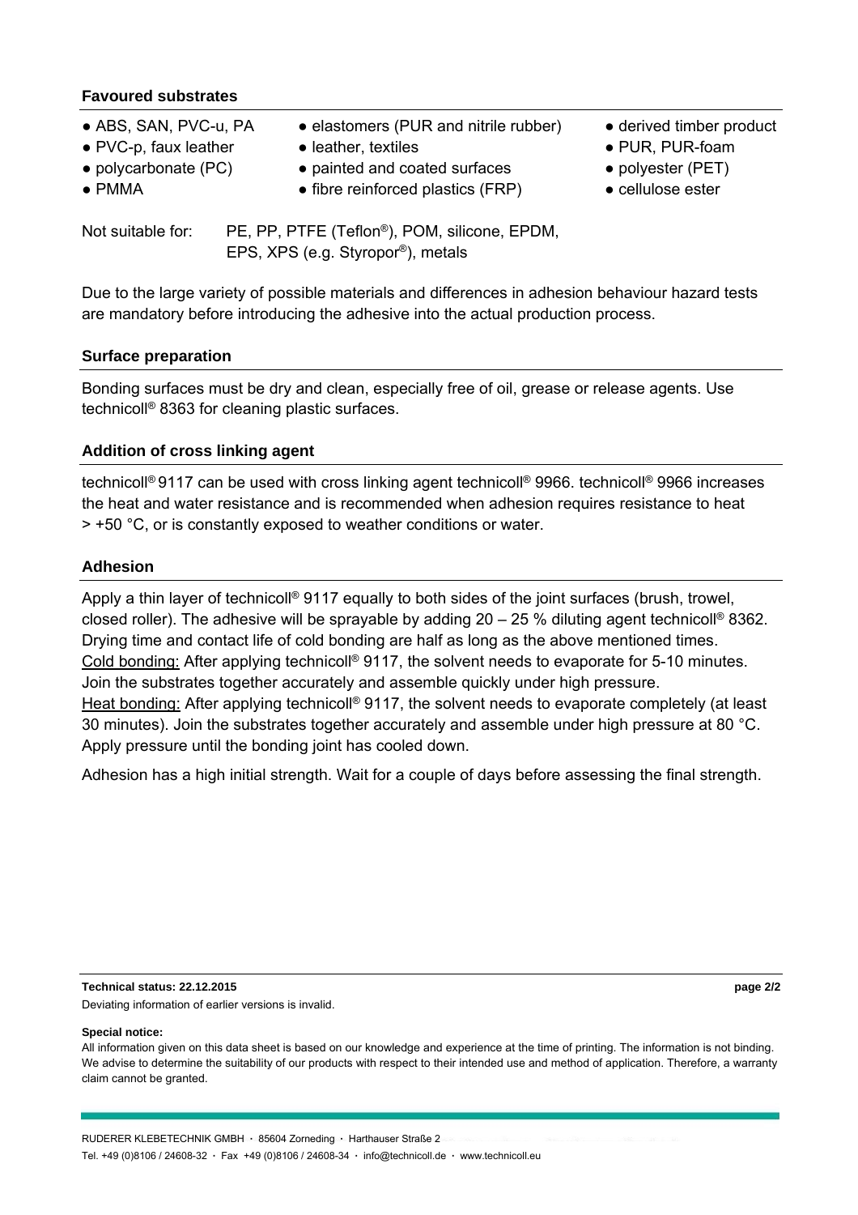## Favoured substrates

- ABS, SAN, PVC-u, PA
- PVC-p, faux leather
- polycarbonate (PC)
- PMMA
- elastomers (PUR and nitrile rubber)
- leather, textiles
- painted and coated surfaces
- fibre reinforced plastics (FRP)
- derived timber product
- PUR, PUR-foam
- polyester (PET)
- cellulose ester

Not suitable for: PE, PP, PTFE (Teflon®), POM, silicone, EPDM, EPS, XPS (e.g. Styropor®), metals

Due to the large variety of possible materials and differences in adhesion behaviour hazard tests are mandatory before introducing the adhesive into the actual production process.

## Surface preparation

Bonding surfaces must be dry and clean, especially free of oil, grease or release agents. Use technicoll® 8363 for cleaning plastic surfaces.

## Addition of cross linking agent

technicoll® 9117 can be used with cross linking agent technicoll® 9966. technicoll® 9966 increases the heat and water resistance and is recommended when adhesion requires resistance to heat > +50 °C, or is constantly exposed to weather conditions or water.

## Adhesion

Apply a thin layer of technicoll® 9117 equally to both sides of the joint surfaces (brush, trowel, closed roller). The adhesive will be sprayable by adding 20 – 25 % diluting agent technicoll® 8362. Drying time and contact life of cold bonding are half as long as the above mentioned times.
Cold bonding: After applying technicoll® 9117, the solvent needs to evaporate for 5-10 minutes. Join the substrates together accurately and assemble quickly under high pressure.
Heat bonding: After applying technicoll® 9117, the solvent needs to evaporate completely (at least 30 minutes). Join the substrates together accurately and assemble under high pressure at 80 °C. Apply pressure until the bonding joint has cooled down.

Adhesion has a high initial strength. Wait for a couple of days before assessing the final strength.

**Technical status: 22.12.2015**
Deviating information of earlier versions is invalid.

**Special notice:**
All information given on this data sheet is based on our knowledge and experience at the time of printing. The information is not binding. We advise to determine the suitability of our products with respect to their intended use and method of application. Therefore, a warranty claim cannot be granted.

RUDERER KLEBETECHNIK GMBH · 85604 Zorneding · Harthauser Straße 2
Tel. +49 (0)8106 / 24608-32 · Fax +49 (0)8106 / 24608-34 · info@technicoll.de · www.technicoll.eu